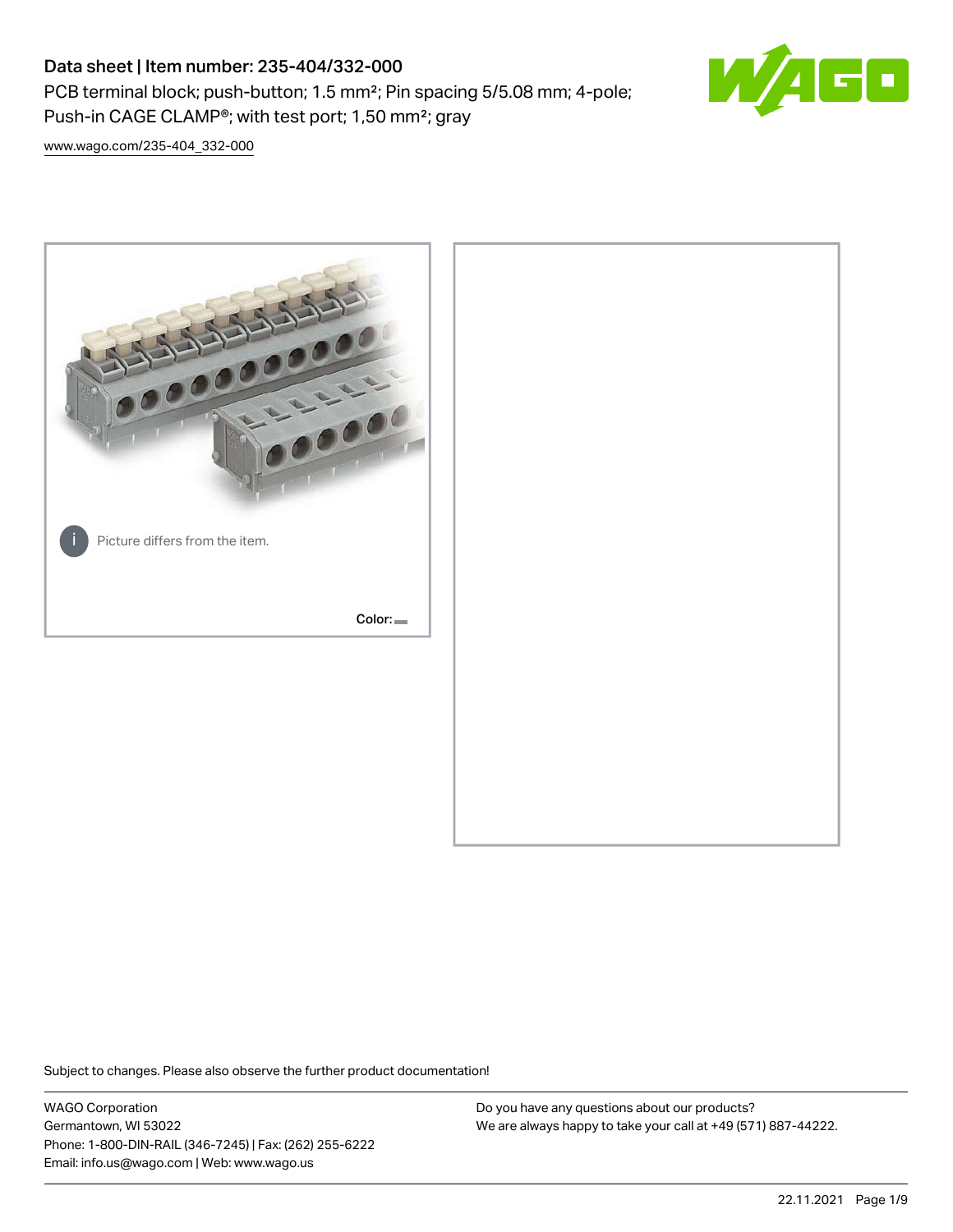# Data sheet | Item number: 235-404/332-000

PCB terminal block; push-button; 1.5 mm²; Pin spacing 5/5.08 mm; 4-pole; Push-in CAGE CLAMP®; with test port; 1,50 mm²; gray

www.wago.com/235-404_332-000

Picture differs from the item.

Color:

Subject to changes. Please also observe the further product documentation!

WAGO Corporation
Germantown, WI 53022
Phone: 1-800-DIN-RAIL (346-7245) | Fax: (262) 255-6222
Email: info.us@wago.com | Web: www.wago.us

Do you have any questions about our products?
We are always happy to take your call at +49 (571) 887-44222.

22.11.2021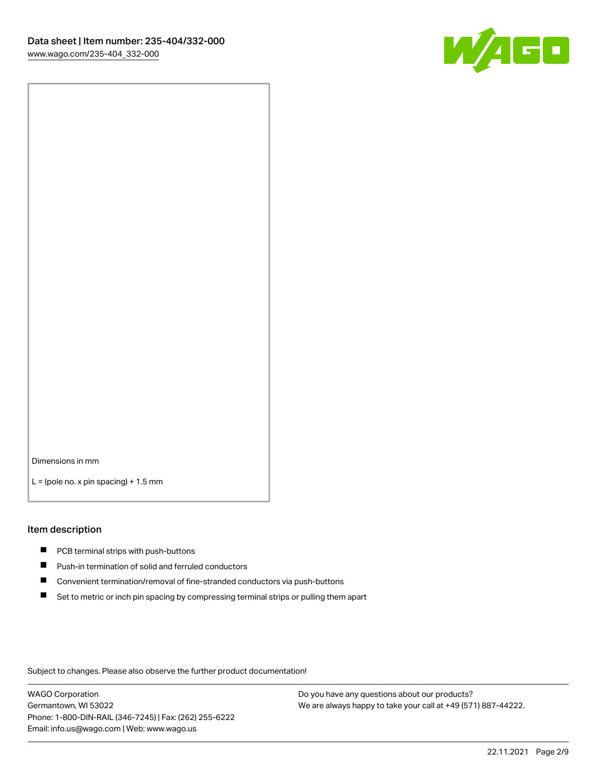Dimensions in mm

L = (pole no. x pin spacing) + 1.5 mm

## Item description

- PCB terminal strips with push-buttons
- Push-in termination of solid and ferruled conductors
- Convenient termination/removal of fine-stranded conductors via push-buttons
- Set to metric or inch pin spacing by compressing terminal strips or pulling them apart

Subject to changes. Please also observe the further product documentation!

WAGO Corporation
Germantown, WI 53022
Phone: 1-800-DIN-RAIL (346-7245) | Fax: (262) 255-6222
Email: info.us@wago.com | Web: www.wago.us

Do you have any questions about our products?
We are always happy to take your call at +49 (571) 887-44222.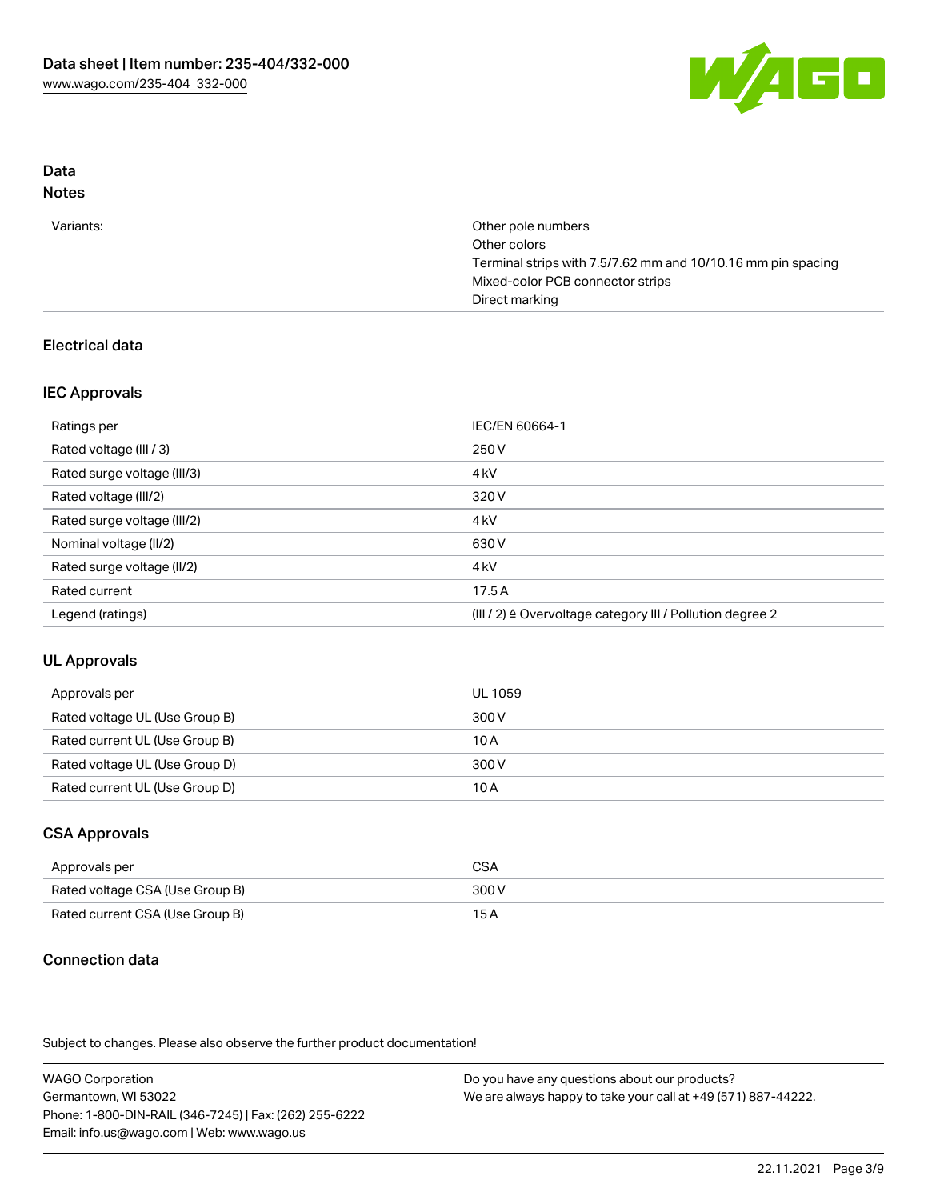# Data

## Notes

| | |
|---|---|
| Variants: | Other pole numbers<br>Other colors<br>Terminal strips with 7.5/7.62 mm and 10/10.16 mm pin spacing<br>Mixed-color PCB connector strips<br>Direct marking |

## Electrical data

### IEC Approvals

| | |
|---|---|
| Ratings per | IEC/EN 60664-1 |
| Rated voltage (III / 3) | 250 V |
| Rated surge voltage (III/3) | 4 kV |
| Rated voltage (III/2) | 320 V |
| Rated surge voltage (III/2) | 4 kV |
| Nominal voltage (II/2) | 630 V |
| Rated surge voltage (II/2) | 4 kV |
| Rated current | 17.5 A |
| Legend (ratings) | (III / 2) ≙ Overvoltage category III / Pollution degree 2 |

### UL Approvals

| | |
|---|---|
| Approvals per | UL 1059 |
| Rated voltage UL (Use Group B) | 300 V |
| Rated current UL (Use Group B) | 10 A |
| Rated voltage UL (Use Group D) | 300 V |
| Rated current UL (Use Group D) | 10 A |

### CSA Approvals

| | |
|---|---|
| Approvals per | CSA |
| Rated voltage CSA (Use Group B) | 300 V |
| Rated current CSA (Use Group B) | 15 A |

## Connection data

Subject to changes. Please also observe the further product documentation!

WAGO Corporation
Germantown, WI 53022
Phone: 1-800-DIN-RAIL (346-7245) | Fax: (262) 255-6222
Email: info.us@wago.com | Web: www.wago.us

Do you have any questions about our products?
We are always happy to take your call at +49 (571) 887-44222.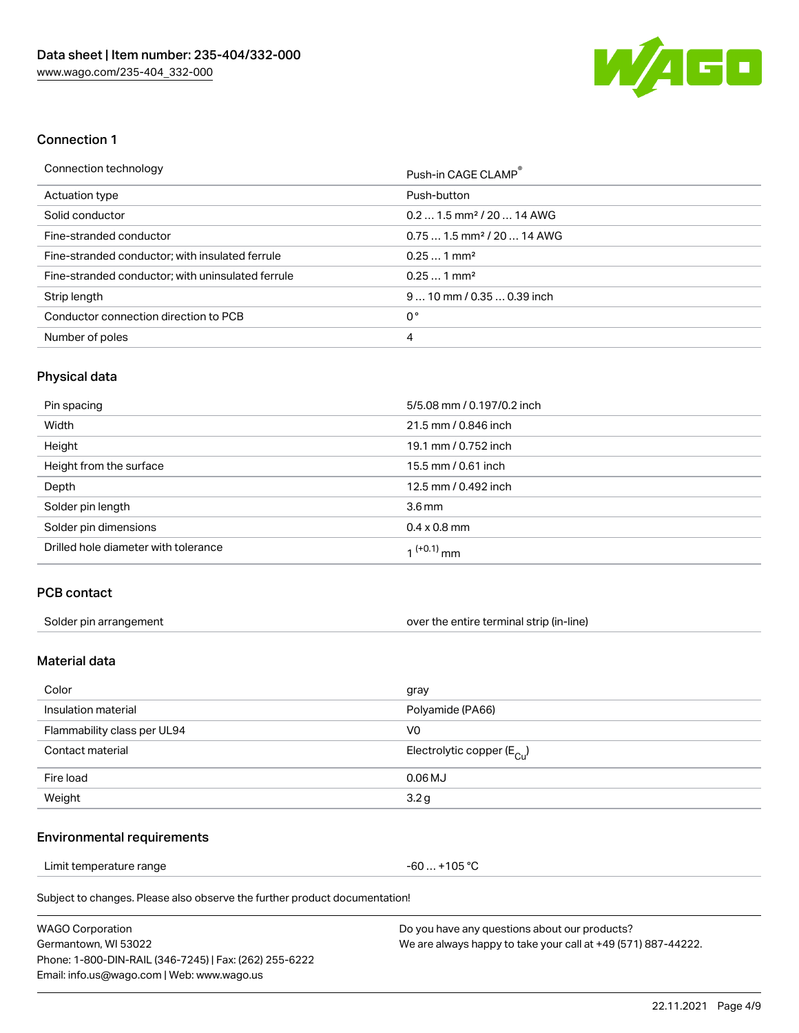## Connection 1

| Connection technology | Push-in CAGE CLAMP® |
| --- | --- |
| Actuation type | Push-button |
| Solid conductor | 0.2 … 1.5 mm² / 20 … 14 AWG |
| Fine-stranded conductor | 0.75 … 1.5 mm² / 20 … 14 AWG |
| Fine-stranded conductor; with insulated ferrule | 0.25 … 1 mm² |
| Fine-stranded conductor; with uninsulated ferrule | 0.25 … 1 mm² |
| Strip length | 9 … 10 mm / 0.35 … 0.39 inch |
| Conductor connection direction to PCB | 0 ° |
| Number of poles | 4 |

## Physical data

| Pin spacing | 5/5.08 mm / 0.197/0.2 inch |
| --- | --- |
| Width | 21.5 mm / 0.846 inch |
| Height | 19.1 mm / 0.752 inch |
| Height from the surface | 15.5 mm / 0.61 inch |
| Depth | 12.5 mm / 0.492 inch |
| Solder pin length | 3.6 mm |
| Solder pin dimensions | 0.4 x 0.8 mm |
| Drilled hole diameter with tolerance | $1^{(+0.1)}$ mm |

## PCB contact

| Solder pin arrangement | over the entire terminal strip (in-line) |
| --- | --- |

## Material data

| Color | gray |
| --- | --- |
| Insulation material | Polyamide (PA66) |
| Flammability class per UL94 | V0 |
| Contact material | Electrolytic copper ($E_{Cu}$) |
| Fire load | 0.06 MJ |
| Weight | 3.2 g |

## Environmental requirements

| Limit temperature range | -60 … +105 °C |
| --- | --- |

Subject to changes. Please also observe the further product documentation!

WAGO Corporation
Germantown, WI 53022
Phone: 1-800-DIN-RAIL (346-7245) | Fax: (262) 255-6222
Email: info.us@wago.com | Web: www.wago.us

Do you have any questions about our products?
We are always happy to take your call at +49 (571) 887-44222.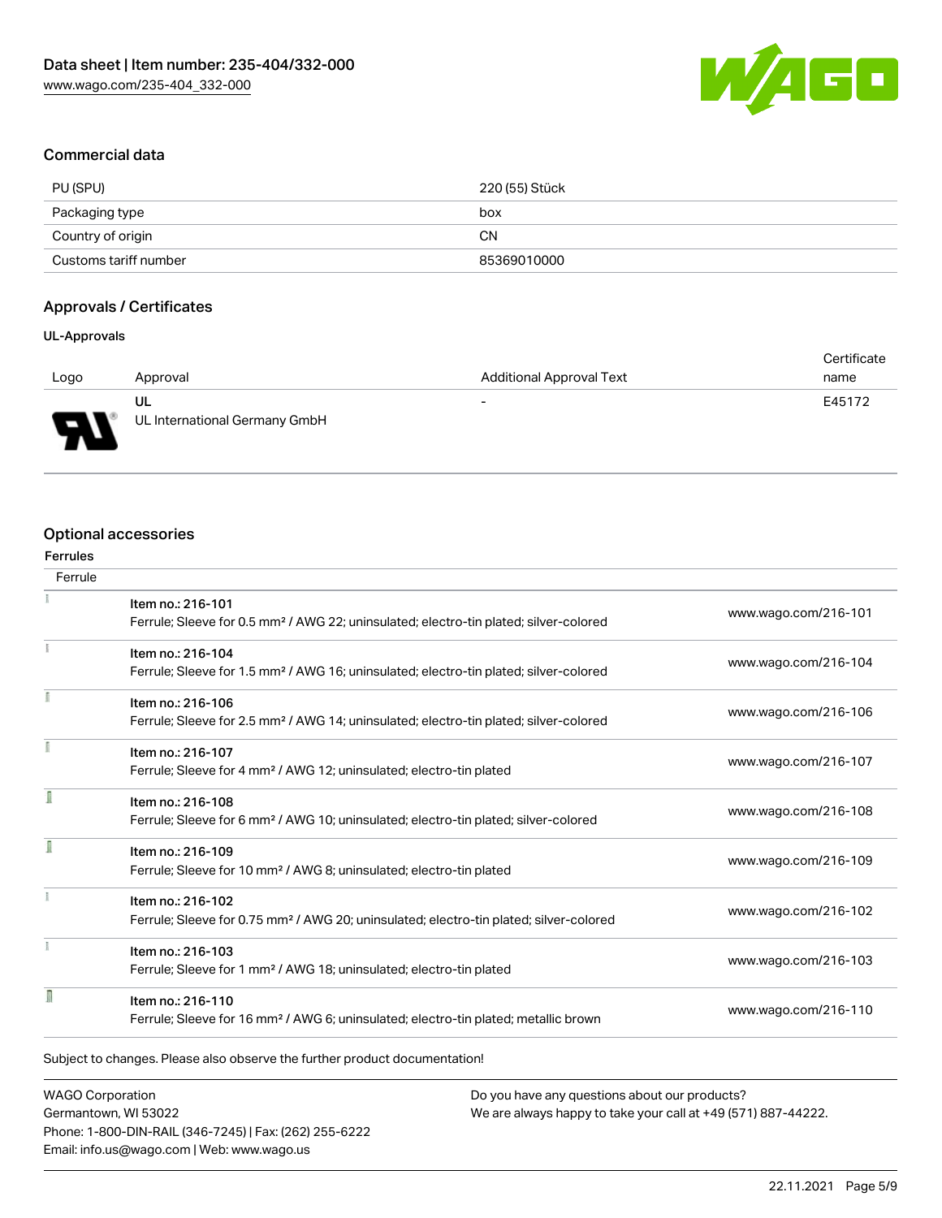## Commercial data

| PU (SPU) | 220 (55) Stück |
| --- | --- |
| Packaging type | box |
| Country of origin | CN |
| Customs tariff number | 85369010000 |

## Approvals / Certificates

### UL-Approvals

| Logo | Approval | Additional Approval Text | Certificate name |
| --- | --- | --- | --- |
| | UL<br>UL International Germany GmbH | - | E45172 |

## Optional accessories

### Ferrules

| Ferrule | | |
| --- | --- | --- |
| | Item no.: 216-101<br>Ferrule; Sleeve for 0.5 mm² / AWG 22; uninsulated; electro-tin plated; silver-colored | www.wago.com/216-101 |
| | Item no.: 216-104<br>Ferrule; Sleeve for 1.5 mm² / AWG 16; uninsulated; electro-tin plated; silver-colored | www.wago.com/216-104 |
| | Item no.: 216-106<br>Ferrule; Sleeve for 2.5 mm² / AWG 14; uninsulated; electro-tin plated; silver-colored | www.wago.com/216-106 |
| | Item no.: 216-107<br>Ferrule; Sleeve for 4 mm² / AWG 12; uninsulated; electro-tin plated | www.wago.com/216-107 |
| | Item no.: 216-108<br>Ferrule; Sleeve for 6 mm² / AWG 10; uninsulated; electro-tin plated; silver-colored | www.wago.com/216-108 |
| | Item no.: 216-109<br>Ferrule; Sleeve for 10 mm² / AWG 8; uninsulated; electro-tin plated | www.wago.com/216-109 |
| | Item no.: 216-102<br>Ferrule; Sleeve for 0.75 mm² / AWG 20; uninsulated; electro-tin plated; silver-colored | www.wago.com/216-102 |
| | Item no.: 216-103<br>Ferrule; Sleeve for 1 mm² / AWG 18; uninsulated; electro-tin plated | www.wago.com/216-103 |
| | Item no.: 216-110<br>Ferrule; Sleeve for 16 mm² / AWG 6; uninsulated; electro-tin plated; metallic brown | www.wago.com/216-110 |

Subject to changes. Please also observe the further product documentation!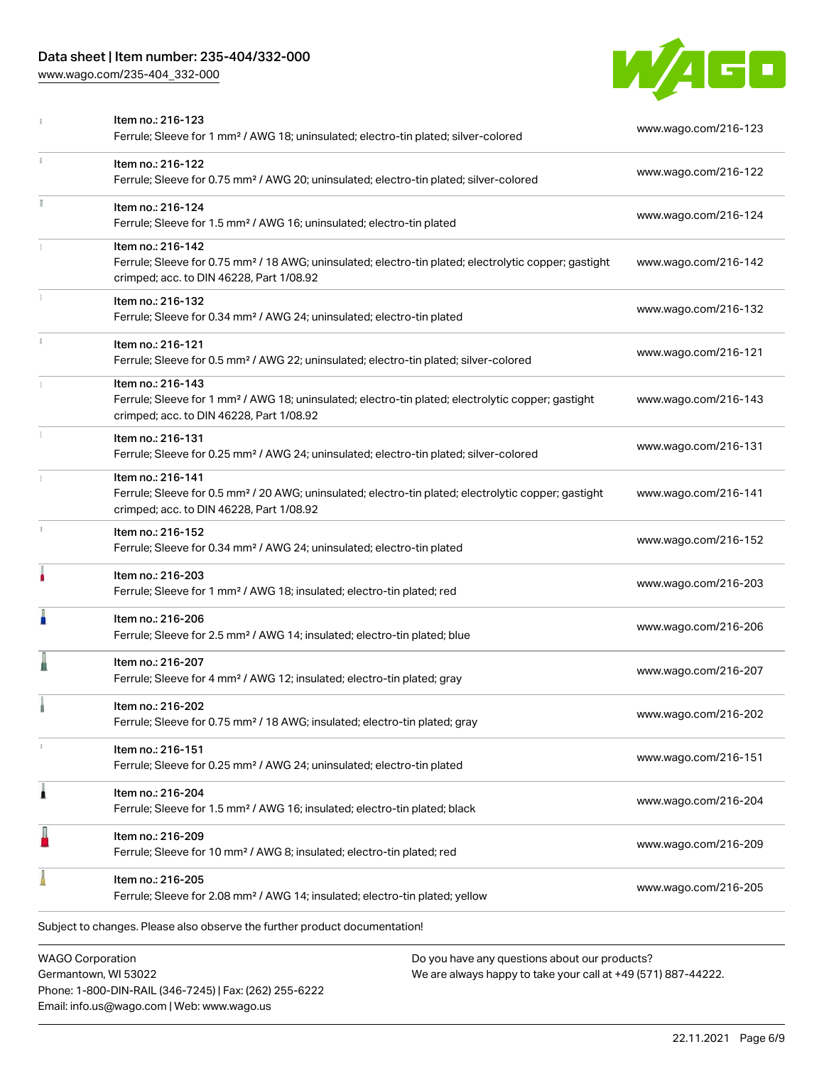| | | |
|---|---|---|
| | Item no.: 216-123<br>Ferrule; Sleeve for 1 mm² / AWG 18; uninsulated; electro-tin plated; silver-colored | www.wago.com/216-123 |
| | Item no.: 216-122<br>Ferrule; Sleeve for 0.75 mm² / AWG 20; uninsulated; electro-tin plated; silver-colored | www.wago.com/216-122 |
| | Item no.: 216-124<br>Ferrule; Sleeve for 1.5 mm² / AWG 16; uninsulated; electro-tin plated | www.wago.com/216-124 |
| | Item no.: 216-142<br>Ferrule; Sleeve for 0.75 mm² / 18 AWG; uninsulated; electro-tin plated; electrolytic copper; gastight crimped; acc. to DIN 46228, Part 1/08.92 | www.wago.com/216-142 |
| | Item no.: 216-132<br>Ferrule; Sleeve for 0.34 mm² / AWG 24; uninsulated; electro-tin plated | www.wago.com/216-132 |
| | Item no.: 216-121<br>Ferrule; Sleeve for 0.5 mm² / AWG 22; uninsulated; electro-tin plated; silver-colored | www.wago.com/216-121 |
| | Item no.: 216-143<br>Ferrule; Sleeve for 1 mm² / AWG 18; uninsulated; electro-tin plated; electrolytic copper; gastight crimped; acc. to DIN 46228, Part 1/08.92 | www.wago.com/216-143 |
| | Item no.: 216-131<br>Ferrule; Sleeve for 0.25 mm² / AWG 24; uninsulated; electro-tin plated; silver-colored | www.wago.com/216-131 |
| | Item no.: 216-141<br>Ferrule; Sleeve for 0.5 mm² / 20 AWG; uninsulated; electro-tin plated; electrolytic copper; gastight crimped; acc. to DIN 46228, Part 1/08.92 | www.wago.com/216-141 |
| | Item no.: 216-152<br>Ferrule; Sleeve for 0.34 mm² / AWG 24; uninsulated; electro-tin plated | www.wago.com/216-152 |
| | Item no.: 216-203<br>Ferrule; Sleeve for 1 mm² / AWG 18; insulated; electro-tin plated; red | www.wago.com/216-203 |
| | Item no.: 216-206<br>Ferrule; Sleeve for 2.5 mm² / AWG 14; insulated; electro-tin plated; blue | www.wago.com/216-206 |
| | Item no.: 216-207<br>Ferrule; Sleeve for 4 mm² / AWG 12; insulated; electro-tin plated; gray | www.wago.com/216-207 |
| | Item no.: 216-202<br>Ferrule; Sleeve for 0.75 mm² / 18 AWG; insulated; electro-tin plated; gray | www.wago.com/216-202 |
| | Item no.: 216-151<br>Ferrule; Sleeve for 0.25 mm² / AWG 24; uninsulated; electro-tin plated | www.wago.com/216-151 |
| | Item no.: 216-204<br>Ferrule; Sleeve for 1.5 mm² / AWG 16; insulated; electro-tin plated; black | www.wago.com/216-204 |
| | Item no.: 216-209<br>Ferrule; Sleeve for 10 mm² / AWG 8; insulated; electro-tin plated; red | www.wago.com/216-209 |
| | Item no.: 216-205<br>Ferrule; Sleeve for 2.08 mm² / AWG 14; insulated; electro-tin plated; yellow | www.wago.com/216-205 |

Subject to changes. Please also observe the further product documentation!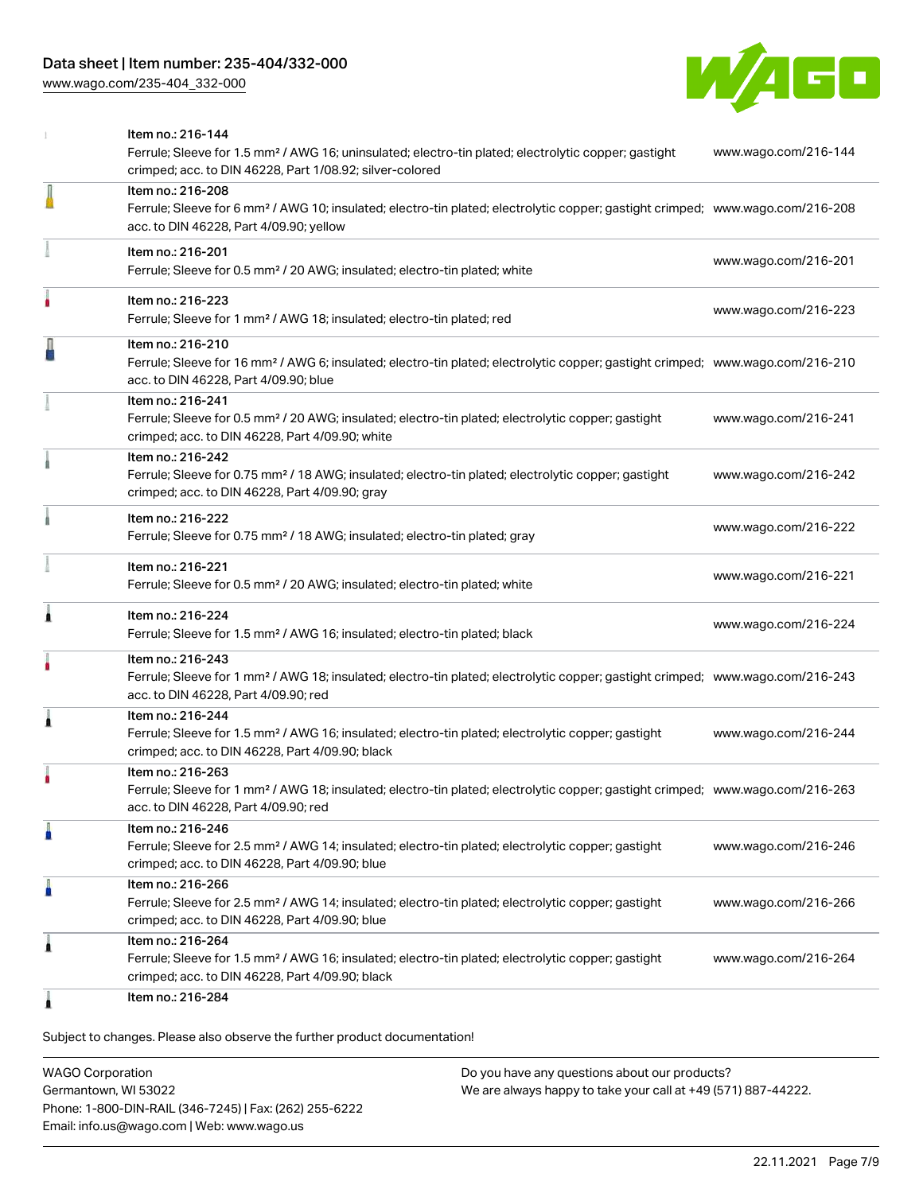| Item | Link |
| --- | --- |
| Item no.: 216-144<br>Ferrule; Sleeve for 1.5 mm² / AWG 16; uninsulated; electro-tin plated; electrolytic copper; gastight crimped; acc. to DIN 46228, Part 1/08.92; silver-colored | www.wago.com/216-144 |
| Item no.: 216-208<br>Ferrule; Sleeve for 6 mm² / AWG 10; insulated; electro-tin plated; electrolytic copper; gastight crimped; acc. to DIN 46228, Part 4/09.90; yellow | www.wago.com/216-208 |
| Item no.: 216-201<br>Ferrule; Sleeve for 0.5 mm² / 20 AWG; insulated; electro-tin plated; white | www.wago.com/216-201 |
| Item no.: 216-223<br>Ferrule; Sleeve for 1 mm² / AWG 18; insulated; electro-tin plated; red | www.wago.com/216-223 |
| Item no.: 216-210<br>Ferrule; Sleeve for 16 mm² / AWG 6; insulated; electro-tin plated; electrolytic copper; gastight crimped; acc. to DIN 46228, Part 4/09.90; blue | www.wago.com/216-210 |
| Item no.: 216-241<br>Ferrule; Sleeve for 0.5 mm² / 20 AWG; insulated; electro-tin plated; electrolytic copper; gastight crimped; acc. to DIN 46228, Part 4/09.90; white | www.wago.com/216-241 |
| Item no.: 216-242<br>Ferrule; Sleeve for 0.75 mm² / 18 AWG; insulated; electro-tin plated; electrolytic copper; gastight crimped; acc. to DIN 46228, Part 4/09.90; gray | www.wago.com/216-242 |
| Item no.: 216-222<br>Ferrule; Sleeve for 0.75 mm² / 18 AWG; insulated; electro-tin plated; gray | www.wago.com/216-222 |
| Item no.: 216-221<br>Ferrule; Sleeve for 0.5 mm² / 20 AWG; insulated; electro-tin plated; white | www.wago.com/216-221 |
| Item no.: 216-224<br>Ferrule; Sleeve for 1.5 mm² / AWG 16; insulated; electro-tin plated; black | www.wago.com/216-224 |
| Item no.: 216-243<br>Ferrule; Sleeve for 1 mm² / AWG 18; insulated; electro-tin plated; electrolytic copper; gastight crimped; acc. to DIN 46228, Part 4/09.90; red | www.wago.com/216-243 |
| Item no.: 216-244<br>Ferrule; Sleeve for 1.5 mm² / AWG 16; insulated; electro-tin plated; electrolytic copper; gastight crimped; acc. to DIN 46228, Part 4/09.90; black | www.wago.com/216-244 |
| Item no.: 216-263<br>Ferrule; Sleeve for 1 mm² / AWG 18; insulated; electro-tin plated; electrolytic copper; gastight crimped; acc. to DIN 46228, Part 4/09.90; red | www.wago.com/216-263 |
| Item no.: 216-246<br>Ferrule; Sleeve for 2.5 mm² / AWG 14; insulated; electro-tin plated; electrolytic copper; gastight crimped; acc. to DIN 46228, Part 4/09.90; blue | www.wago.com/216-246 |
| Item no.: 216-266<br>Ferrule; Sleeve for 2.5 mm² / AWG 14; insulated; electro-tin plated; electrolytic copper; gastight crimped; acc. to DIN 46228, Part 4/09.90; blue | www.wago.com/216-266 |
| Item no.: 216-264<br>Ferrule; Sleeve for 1.5 mm² / AWG 16; insulated; electro-tin plated; electrolytic copper; gastight crimped; acc. to DIN 46228, Part 4/09.90; black | www.wago.com/216-264 |
| Item no.: 216-284 | |

Subject to changes. Please also observe the further product documentation!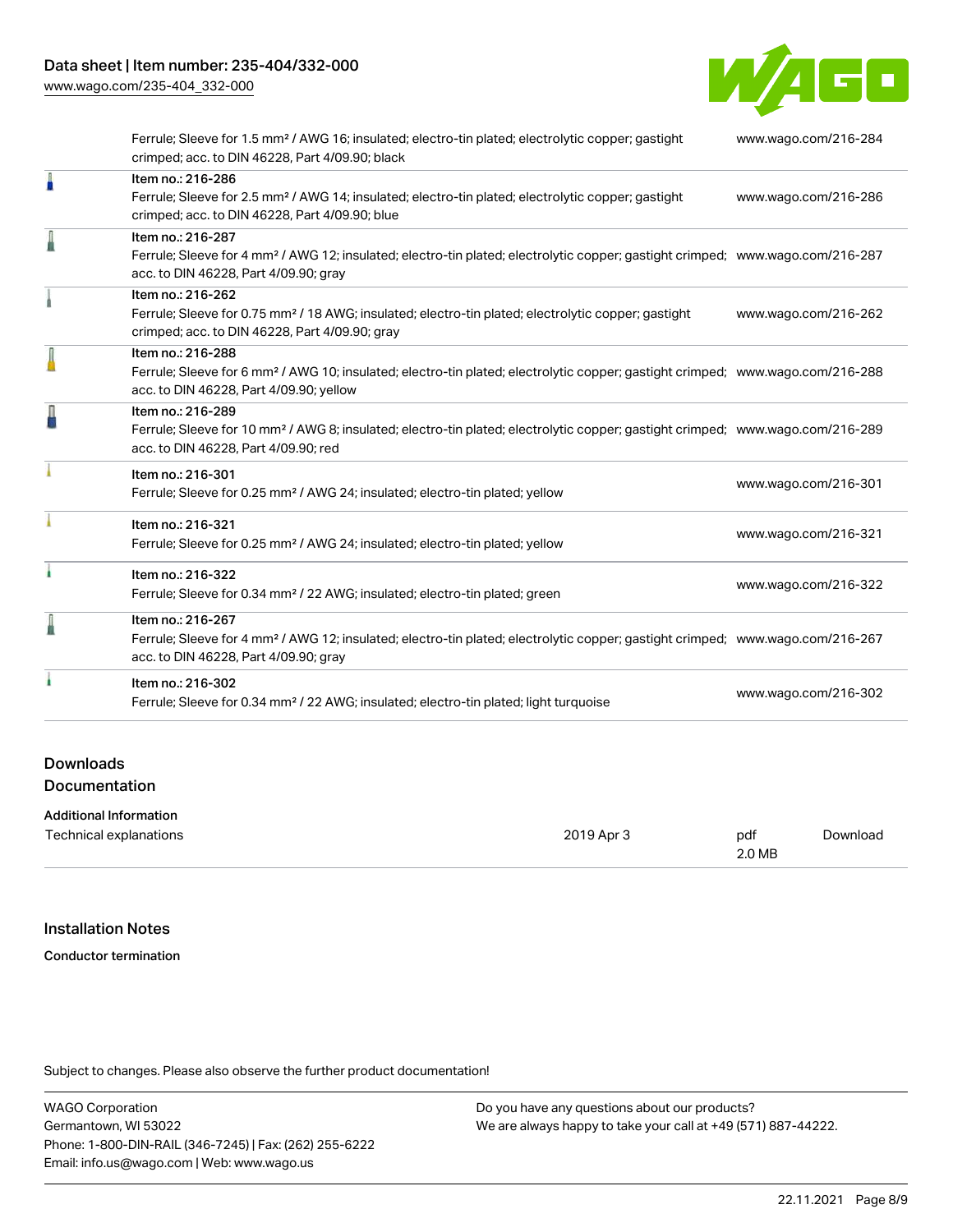| | | |
|---|---|---|
| | Ferrule; Sleeve for 1.5 mm² / AWG 16; insulated; electro-tin plated; electrolytic copper; gastight crimped; acc. to DIN 46228, Part 4/09.90; black | www.wago.com/216-284 |
| | Item no.: 216-286<br>Ferrule; Sleeve for 2.5 mm² / AWG 14; insulated; electro-tin plated; electrolytic copper; gastight crimped; acc. to DIN 46228, Part 4/09.90; blue | www.wago.com/216-286 |
| | Item no.: 216-287<br>Ferrule; Sleeve for 4 mm² / AWG 12; insulated; electro-tin plated; electrolytic copper; gastight crimped; acc. to DIN 46228, Part 4/09.90; gray | www.wago.com/216-287 |
| | Item no.: 216-262<br>Ferrule; Sleeve for 0.75 mm² / 18 AWG; insulated; electro-tin plated; electrolytic copper; gastight crimped; acc. to DIN 46228, Part 4/09.90; gray | www.wago.com/216-262 |
| | Item no.: 216-288<br>Ferrule; Sleeve for 6 mm² / AWG 10; insulated; electro-tin plated; electrolytic copper; gastight crimped; acc. to DIN 46228, Part 4/09.90; yellow | www.wago.com/216-288 |
| | Item no.: 216-289<br>Ferrule; Sleeve for 10 mm² / AWG 8; insulated; electro-tin plated; electrolytic copper; gastight crimped; acc. to DIN 46228, Part 4/09.90; red | www.wago.com/216-289 |
| | Item no.: 216-301<br>Ferrule; Sleeve for 0.25 mm² / AWG 24; insulated; electro-tin plated; yellow | www.wago.com/216-301 |
| | Item no.: 216-321<br>Ferrule; Sleeve for 0.25 mm² / AWG 24; insulated; electro-tin plated; yellow | www.wago.com/216-321 |
| | Item no.: 216-322<br>Ferrule; Sleeve for 0.34 mm² / 22 AWG; insulated; electro-tin plated; green | www.wago.com/216-322 |
| | Item no.: 216-267<br>Ferrule; Sleeve for 4 mm² / AWG 12; insulated; electro-tin plated; electrolytic copper; gastight crimped; acc. to DIN 46228, Part 4/09.90; gray | www.wago.com/216-267 |
| | Item no.: 216-302<br>Ferrule; Sleeve for 0.34 mm² / 22 AWG; insulated; electro-tin plated; light turquoise | www.wago.com/216-302 |

## Downloads
## Documentation

**Additional Information**

| | | | |
|---|---|---|---|
| Technical explanations | 2019 Apr 3 | pdf<br>2.0 MB | Download |

## Installation Notes

**Conductor termination**

Subject to changes. Please also observe the further product documentation!

WAGO Corporation
Germantown, WI 53022
Phone: 1-800-DIN-RAIL (346-7245) | Fax: (262) 255-6222
Email: info.us@wago.com | Web: www.wago.us

Do you have any questions about our products?
We are always happy to take your call at +49 (571) 887-44222.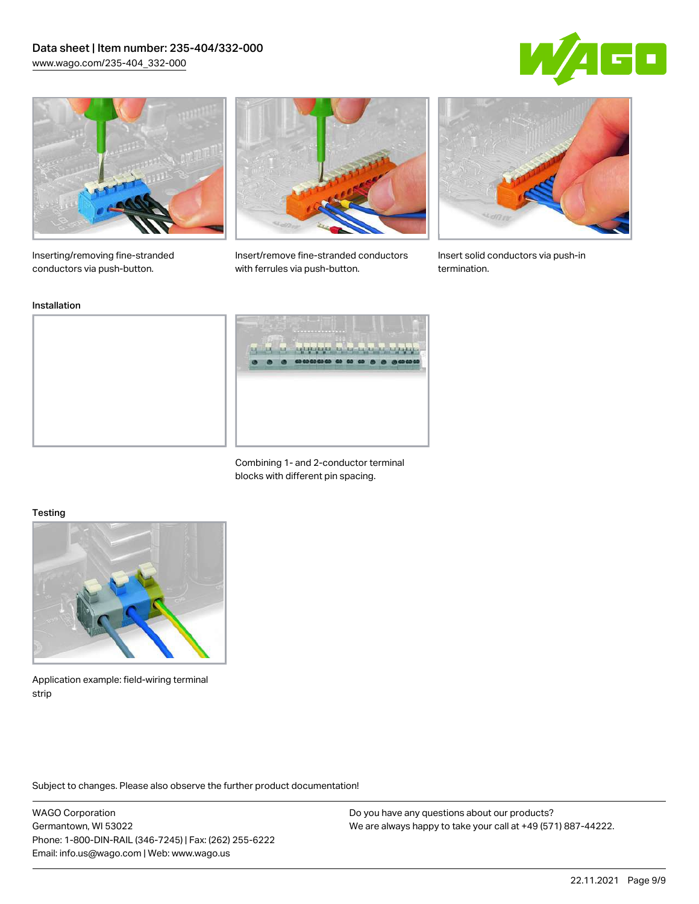Inserting/removing fine-stranded conductors via push-button.

Insert/remove fine-stranded conductors with ferrules via push-button.

Insert solid conductors via push-in termination.

## Installation

Combining 1- and 2-conductor terminal blocks with different pin spacing.

## Testing

Application example: field-wiring terminal strip

Subject to changes. Please also observe the further product documentation!

WAGO Corporation
Germantown, WI 53022
Phone: 1-800-DIN-RAIL (346-7245) | Fax: (262) 255-6222
Email: info.us@wago.com | Web: www.wago.us

Do you have any questions about our products?
We are always happy to take your call at +49 (571) 887-44222.